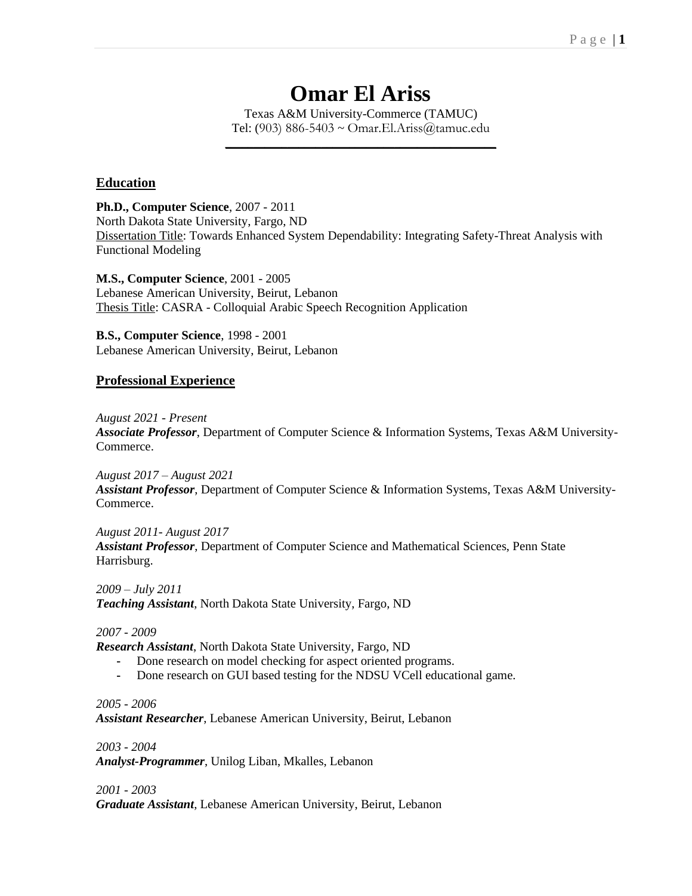# Omar El Ariss

Texas A&M University-Commerce (TAMUC)
Tel: (903) 886-5403 ~ Omar.El.Ariss@tamuc.edu

## Education

**Ph.D., Computer Science**, 2007 - 2011
North Dakota State University, Fargo, ND
Dissertation Title: Towards Enhanced System Dependability: Integrating Safety-Threat Analysis with Functional Modeling

**M.S., Computer Science**, 2001 - 2005
Lebanese American University, Beirut, Lebanon
Thesis Title: CASRA - Colloquial Arabic Speech Recognition Application

**B.S., Computer Science**, 1998 - 2001
Lebanese American University, Beirut, Lebanon

## Professional Experience

*August 2021 - Present*
***Associate Professor***, Department of Computer Science & Information Systems, Texas A&M University-Commerce.

*August 2017 – August 2021*
***Assistant Professor***, Department of Computer Science & Information Systems, Texas A&M University-Commerce.

*August 2011- August 2017*
***Assistant Professor***, Department of Computer Science and Mathematical Sciences, Penn State Harrisburg.

*2009 – July 2011*
***Teaching Assistant***, North Dakota State University, Fargo, ND

*2007 - 2009*
***Research Assistant***, North Dakota State University, Fargo, ND

- Done research on model checking for aspect oriented programs.
- Done research on GUI based testing for the NDSU VCell educational game.

*2005 - 2006*
***Assistant Researcher***, Lebanese American University, Beirut, Lebanon

*2003 - 2004*
***Analyst-Programmer***, Unilog Liban, Mkalles, Lebanon

*2001 - 2003*
***Graduate Assistant***, Lebanese American University, Beirut, Lebanon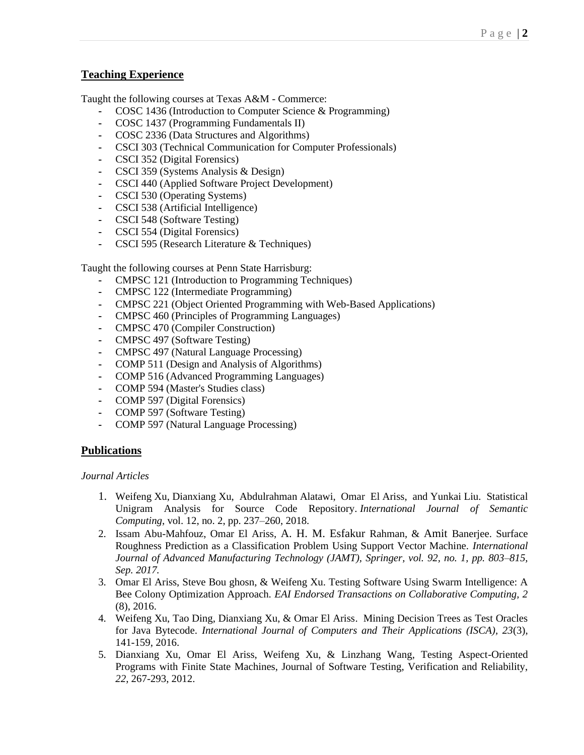## Teaching Experience

Taught the following courses at Texas A&M - Commerce:

- COSC 1436 (Introduction to Computer Science & Programming)
- COSC 1437 (Programming Fundamentals II)
- COSC 2336 (Data Structures and Algorithms)
- CSCI 303 (Technical Communication for Computer Professionals)
- CSCI 352 (Digital Forensics)
- CSCI 359 (Systems Analysis & Design)
- CSCI 440 (Applied Software Project Development)
- CSCI 530 (Operating Systems)
- CSCI 538 (Artificial Intelligence)
- CSCI 548 (Software Testing)
- CSCI 554 (Digital Forensics)
- CSCI 595 (Research Literature & Techniques)

Taught the following courses at Penn State Harrisburg:

- CMPSC 121 (Introduction to Programming Techniques)
- CMPSC 122 (Intermediate Programming)
- CMPSC 221 (Object Oriented Programming with Web-Based Applications)
- CMPSC 460 (Principles of Programming Languages)
- CMPSC 470 (Compiler Construction)
- CMPSC 497 (Software Testing)
- CMPSC 497 (Natural Language Processing)
- COMP 511 (Design and Analysis of Algorithms)
- COMP 516 (Advanced Programming Languages)
- COMP 594 (Master's Studies class)
- COMP 597 (Digital Forensics)
- COMP 597 (Software Testing)
- COMP 597 (Natural Language Processing)

## Publications

*Journal Articles*

1. Weifeng Xu, Dianxiang Xu, Abdulrahman Alatawi, Omar El Ariss, and Yunkai Liu. Statistical Unigram Analysis for Source Code Repository. *International Journal of Semantic Computing*, vol. 12, no. 2, pp. 237–260, 2018.
2. Issam Abu-Mahfouz, Omar El Ariss, A. H. M. Esfakur Rahman, & Amit Banerjee. Surface Roughness Prediction as a Classification Problem Using Support Vector Machine. *International Journal of Advanced Manufacturing Technology (JAMT), Springer, vol. 92, no. 1, pp. 803–815, Sep. 2017.*
3. Omar El Ariss, Steve Bou ghosn, & Weifeng Xu. Testing Software Using Swarm Intelligence: A Bee Colony Optimization Approach. *EAI Endorsed Transactions on Collaborative Computing, 2* (8), 2016.
4. Weifeng Xu, Tao Ding, Dianxiang Xu, & Omar El Ariss. Mining Decision Trees as Test Oracles for Java Bytecode. *International Journal of Computers and Their Applications (ISCA), 23*(3), 141-159, 2016.
5. Dianxiang Xu, Omar El Ariss, Weifeng Xu, & Linzhang Wang, Testing Aspect-Oriented Programs with Finite State Machines, Journal of Software Testing, Verification and Reliability, *22*, 267-293, 2012.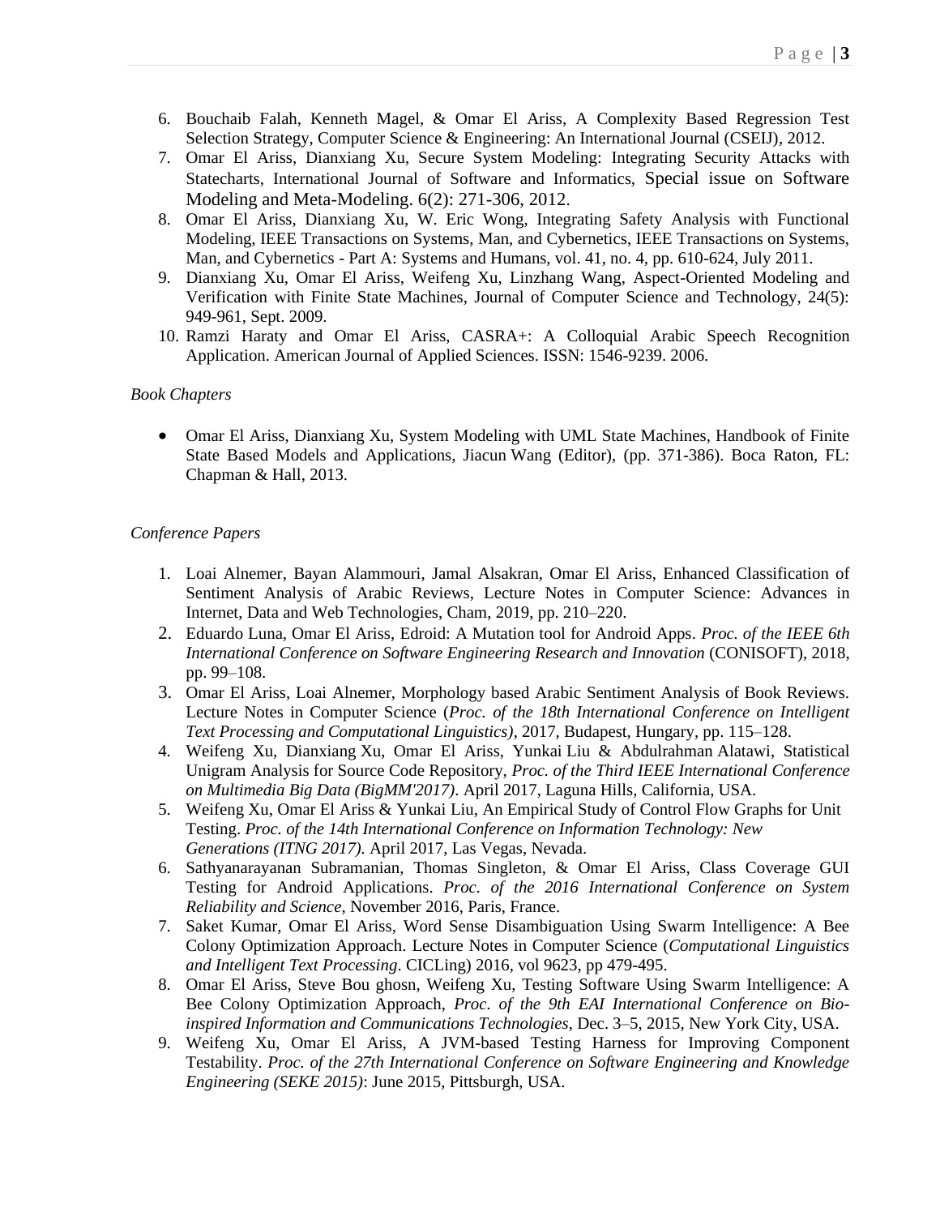6. Bouchaib Falah, Kenneth Magel, & Omar El Ariss, A Complexity Based Regression Test Selection Strategy, Computer Science & Engineering: An International Journal (CSEIJ), 2012.
7. Omar El Ariss, Dianxiang Xu, Secure System Modeling: Integrating Security Attacks with Statecharts, International Journal of Software and Informatics, Special issue on Software Modeling and Meta-Modeling. 6(2): 271-306, 2012.
8. Omar El Ariss, Dianxiang Xu, W. Eric Wong, Integrating Safety Analysis with Functional Modeling, IEEE Transactions on Systems, Man, and Cybernetics, IEEE Transactions on Systems, Man, and Cybernetics - Part A: Systems and Humans, vol. 41, no. 4, pp. 610-624, July 2011.
9. Dianxiang Xu, Omar El Ariss, Weifeng Xu, Linzhang Wang, Aspect-Oriented Modeling and Verification with Finite State Machines, Journal of Computer Science and Technology, 24(5): 949-961, Sept. 2009.
10. Ramzi Haraty and Omar El Ariss, CASRA+: A Colloquial Arabic Speech Recognition Application. American Journal of Applied Sciences. ISSN: 1546-9239. 2006.

*Book Chapters*

- Omar El Ariss, Dianxiang Xu, System Modeling with UML State Machines, Handbook of Finite State Based Models and Applications, Jiacun Wang (Editor), (pp. 371-386). Boca Raton, FL: Chapman & Hall, 2013.

*Conference Papers*

1. Loai Alnemer, Bayan Alammouri, Jamal Alsakran, Omar El Ariss, Enhanced Classification of Sentiment Analysis of Arabic Reviews, Lecture Notes in Computer Science: Advances in Internet, Data and Web Technologies, Cham, 2019, pp. 210–220.
2. Eduardo Luna, Omar El Ariss, Edroid: A Mutation tool for Android Apps. *Proc. of the IEEE 6th International Conference on Software Engineering Research and Innovation* (CONISOFT), 2018, pp. 99–108.
3. Omar El Ariss, Loai Alnemer, Morphology based Arabic Sentiment Analysis of Book Reviews. Lecture Notes in Computer Science (*Proc. of the 18th International Conference on Intelligent Text Processing and Computational Linguistics)*, 2017, Budapest, Hungary, pp. 115–128.
4. Weifeng Xu, Dianxiang Xu, Omar El Ariss, Yunkai Liu & Abdulrahman Alatawi, Statistical Unigram Analysis for Source Code Repository, *Proc. of the Third IEEE International Conference on Multimedia Big Data (BigMM'2017)*. April 2017, Laguna Hills, California, USA.
5. Weifeng Xu, Omar El Ariss & Yunkai Liu, An Empirical Study of Control Flow Graphs for Unit Testing. *Proc. of the 14th International Conference on Information Technology: New Generations (ITNG 2017).* April 2017, Las Vegas, Nevada.
6. Sathyanarayanan Subramanian, Thomas Singleton, & Omar El Ariss, Class Coverage GUI Testing for Android Applications. *Proc. of the 2016 International Conference on System Reliability and Science,* November 2016, Paris, France.
7. Saket Kumar, Omar El Ariss, Word Sense Disambiguation Using Swarm Intelligence: A Bee Colony Optimization Approach. Lecture Notes in Computer Science (*Computational Linguistics and Intelligent Text Processing*. CICLing) 2016, vol 9623, pp 479-495.
8. Omar El Ariss, Steve Bou ghosn, Weifeng Xu, Testing Software Using Swarm Intelligence: A Bee Colony Optimization Approach, *Proc. of the 9th EAI International Conference on Bio-inspired Information and Communications Technologies*, Dec. 3–5, 2015, New York City, USA.
9. Weifeng Xu, Omar El Ariss, A JVM-based Testing Harness for Improving Component Testability. *Proc. of the 27th International Conference on Software Engineering and Knowledge Engineering (SEKE 2015)*: June 2015, Pittsburgh, USA.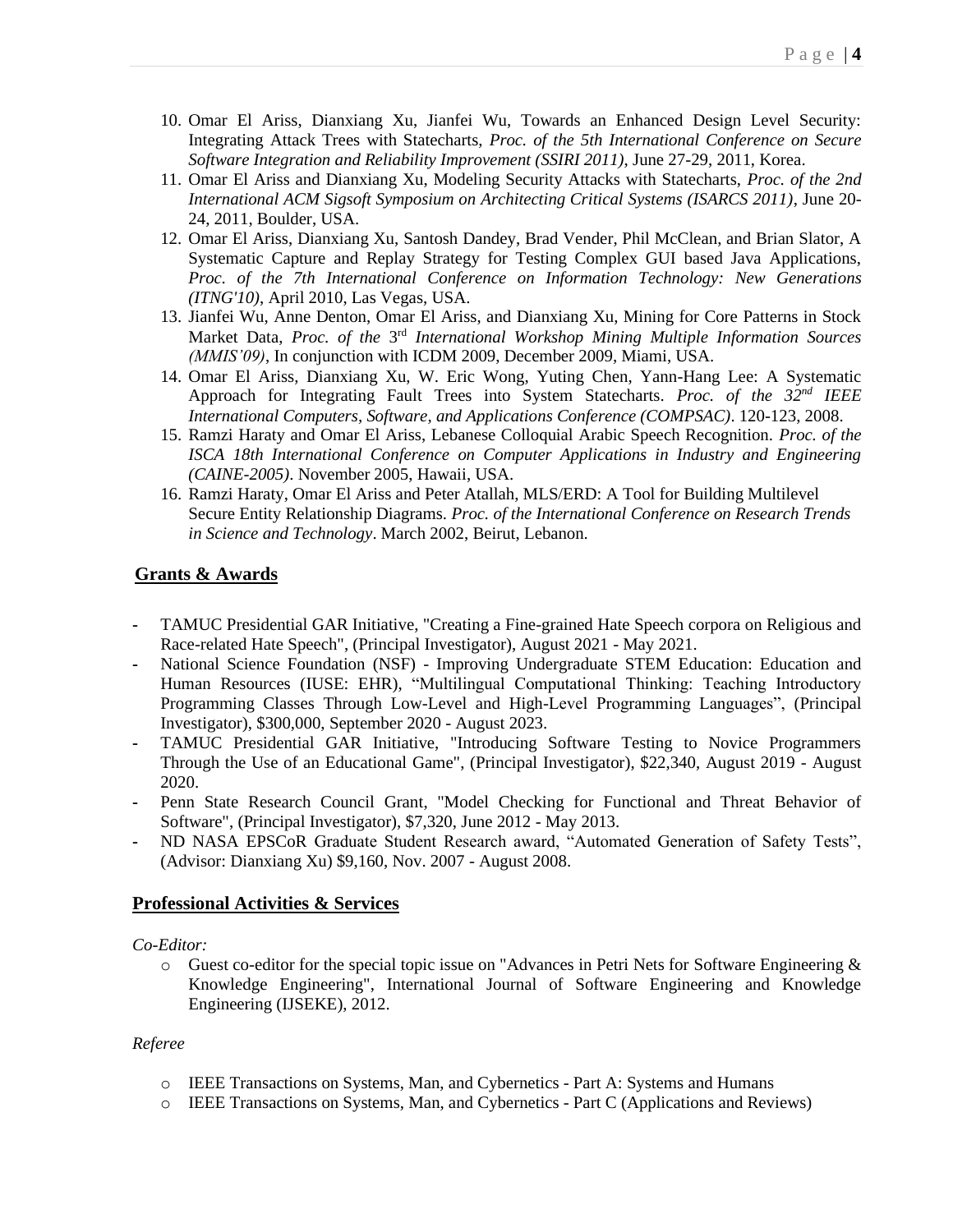10. Omar El Ariss, Dianxiang Xu, Jianfei Wu, Towards an Enhanced Design Level Security: Integrating Attack Trees with Statecharts, *Proc. of the 5th International Conference on Secure Software Integration and Reliability Improvement (SSIRI 2011)*, June 27-29, 2011, Korea.
11. Omar El Ariss and Dianxiang Xu, Modeling Security Attacks with Statecharts, *Proc. of the 2nd International ACM Sigsoft Symposium on Architecting Critical Systems (ISARCS 2011)*, June 20-24, 2011, Boulder, USA.
12. Omar El Ariss, Dianxiang Xu, Santosh Dandey, Brad Vender, Phil McClean, and Brian Slator, A Systematic Capture and Replay Strategy for Testing Complex GUI based Java Applications, *Proc. of the 7th International Conference on Information Technology: New Generations (ITNG'10)*, April 2010, Las Vegas, USA.
13. Jianfei Wu, Anne Denton, Omar El Ariss, and Dianxiang Xu, Mining for Core Patterns in Stock Market Data, *Proc. of the 3rd International Workshop Mining Multiple Information Sources (MMIS'09)*, In conjunction with ICDM 2009, December 2009, Miami, USA.
14. Omar El Ariss, Dianxiang Xu, W. Eric Wong, Yuting Chen, Yann-Hang Lee: A Systematic Approach for Integrating Fault Trees into System Statecharts. *Proc. of the 32nd IEEE International Computers, Software, and Applications Conference (COMPSAC)*. 120-123, 2008.
15. Ramzi Haraty and Omar El Ariss, Lebanese Colloquial Arabic Speech Recognition. *Proc. of the ISCA 18th International Conference on Computer Applications in Industry and Engineering (CAINE-2005)*. November 2005, Hawaii, USA.
16. Ramzi Haraty, Omar El Ariss and Peter Atallah, MLS/ERD: A Tool for Building Multilevel Secure Entity Relationship Diagrams. *Proc. of the International Conference on Research Trends in Science and Technology*. March 2002, Beirut, Lebanon.

## Grants & Awards

- TAMUC Presidential GAR Initiative, "Creating a Fine-grained Hate Speech corpora on Religious and Race-related Hate Speech", (Principal Investigator), August 2021 - May 2021.
- National Science Foundation (NSF) - Improving Undergraduate STEM Education: Education and Human Resources (IUSE: EHR), "Multilingual Computational Thinking: Teaching Introductory Programming Classes Through Low-Level and High-Level Programming Languages", (Principal Investigator), $300,000, September 2020 - August 2023.
- TAMUC Presidential GAR Initiative, "Introducing Software Testing to Novice Programmers Through the Use of an Educational Game", (Principal Investigator), $22,340, August 2019 - August 2020.
- Penn State Research Council Grant, "Model Checking for Functional and Threat Behavior of Software", (Principal Investigator), $7,320, June 2012 - May 2013.
- ND NASA EPSCoR Graduate Student Research award, "Automated Generation of Safety Tests", (Advisor: Dianxiang Xu) $9,160, Nov. 2007 - August 2008.

## Professional Activities & Services

*Co-Editor:*

- Guest co-editor for the special topic issue on "Advances in Petri Nets for Software Engineering & Knowledge Engineering", International Journal of Software Engineering and Knowledge Engineering (IJSEKE), 2012.

*Referee*

- IEEE Transactions on Systems, Man, and Cybernetics - Part A: Systems and Humans
- IEEE Transactions on Systems, Man, and Cybernetics - Part C (Applications and Reviews)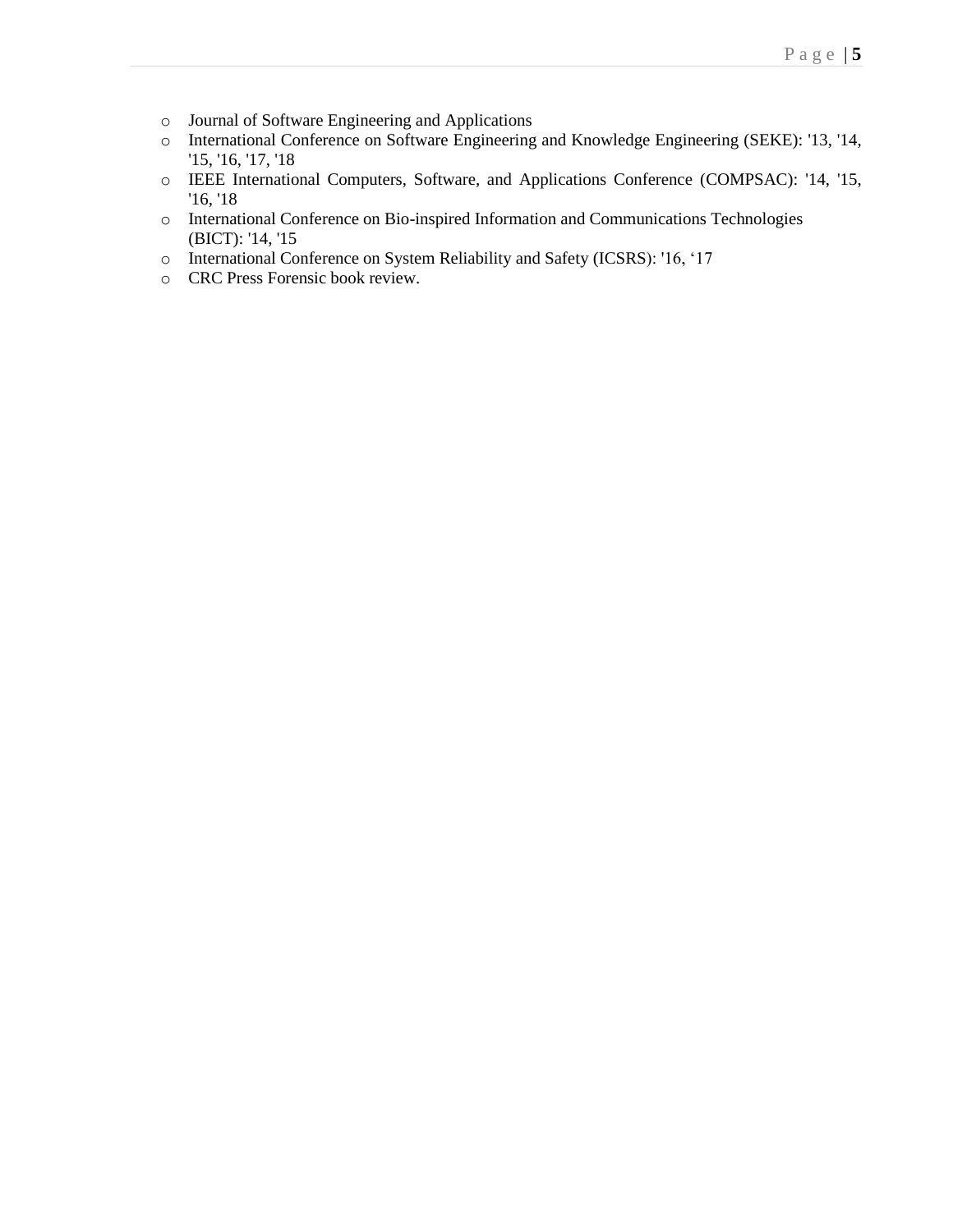- Journal of Software Engineering and Applications
- International Conference on Software Engineering and Knowledge Engineering (SEKE): '13, '14, '15, '16, '17, '18
- IEEE International Computers, Software, and Applications Conference (COMPSAC): '14, '15, '16, '18
- International Conference on Bio-inspired Information and Communications Technologies (BICT): '14, '15
- International Conference on System Reliability and Safety (ICSRS): '16, '17
- CRC Press Forensic book review.